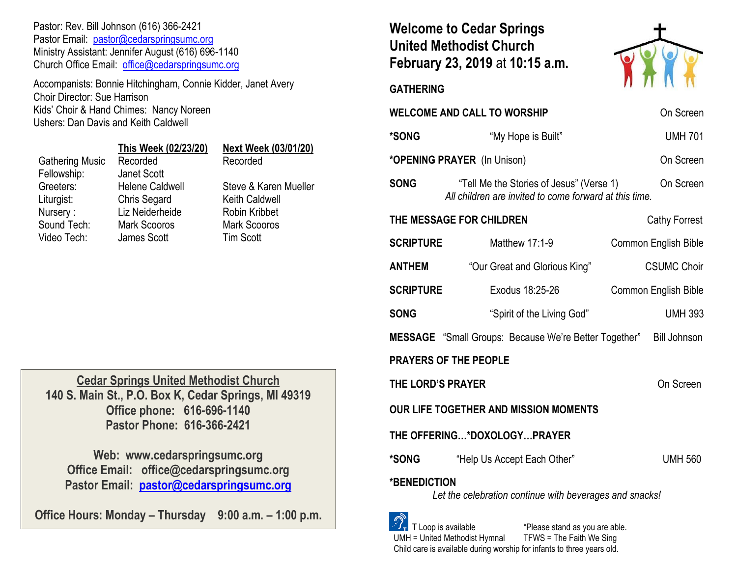Pastor: Rev. Bill Johnson (616) 366-2421
Pastor Email: pastor@cedarspringsumc.org
Ministry Assistant: Jennifer August (616) 696-1140
Church Office Email: office@cedarspringsumc.org

Accompanists: Bonnie Hitchingham, Connie Kidder, Janet Avery
Choir Director: Sue Harrison
Kids' Choir & Hand Chimes: Nancy Noreen
Ushers: Dan Davis and Keith Caldwell

| | This Week (02/23/20) | Next Week (03/01/20) |
|---|---|---|
| Gathering Music | Recorded | Recorded |
| Fellowship: | Janet Scott | |
| Greeters: | Helene Caldwell | Steve & Karen Mueller |
| Liturgist: | Chris Segard | Keith Caldwell |
| Nursery : | Liz Neiderheide | Robin Kribbet |
| Sound Tech: | Mark Scooros | Mark Scooros |
| Video Tech: | James Scott | Tim Scott |

**Cedar Springs United Methodist Church**
**140 S. Main St., P.O. Box K, Cedar Springs, MI 49319**
**Office phone: 616-696-1140**
**Pastor Phone: 616-366-2421**

**Web: www.cedarspringsumc.org**
**Office Email: office@cedarspringsumc.org**
**Pastor Email: pastor@cedarspringsumc.org**

**Office Hours: Monday – Thursday 9:00 a.m. – 1:00 p.m.**

# Welcome to Cedar Springs United Methodist Church February 23, 2019 at 10:15 a.m.

**GATHERING**

**WELCOME AND CALL TO WORSHIP** — On Screen

**\*SONG** — "My Hope is Built" — UMH 701

**\*OPENING PRAYER** (In Unison) — On Screen

**SONG** — "Tell Me the Stories of Jesus" (Verse 1) — On Screen
*All children are invited to come forward at this time.*

**THE MESSAGE FOR CHILDREN** — Cathy Forrest

**SCRIPTURE** — Matthew 17:1-9 — Common English Bible

**ANTHEM** — "Our Great and Glorious King" — CSUMC Choir

**SCRIPTURE** — Exodus 18:25-26 — Common English Bible

**SONG** — "Spirit of the Living God" — UMH 393

**MESSAGE** — "Small Groups: Because We're Better Together" — Bill Johnson

**PRAYERS OF THE PEOPLE**

**THE LORD'S PRAYER** — On Screen

**OUR LIFE TOGETHER AND MISSION MOMENTS**

**THE OFFERING…\*DOXOLOGY…PRAYER**

**\*SONG** — "Help Us Accept Each Other" — UMH 560

**\*BENEDICTION**
*Let the celebration continue with beverages and snacks!*

T Loop is available — \*Please stand as you are able.
UMH = United Methodist Hymnal — TFWS = The Faith We Sing
Child care is available during worship for infants to three years old.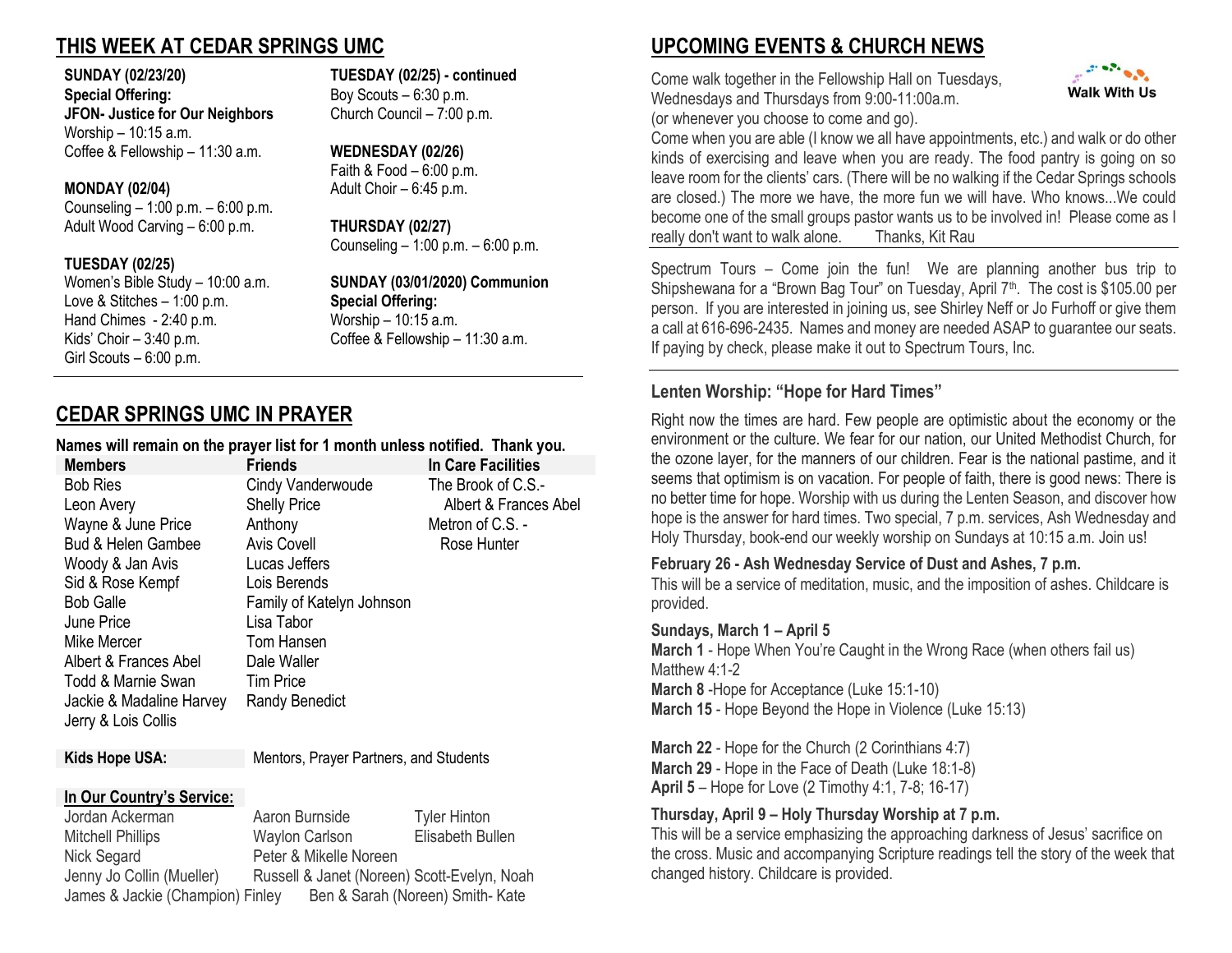## THIS WEEK AT CEDAR SPRINGS UMC

**SUNDAY (02/23/20)**
**Special Offering:**
**JFON- Justice for Our Neighbors**
Worship – 10:15 a.m.
Coffee & Fellowship – 11:30 a.m.

**MONDAY (02/04)**
Counseling – 1:00 p.m. – 6:00 p.m.
Adult Wood Carving – 6:00 p.m.

**TUESDAY (02/25)**
Women's Bible Study – 10:00 a.m.
Love & Stitches – 1:00 p.m.
Hand Chimes - 2:40 p.m.
Kids' Choir – 3:40 p.m.
Girl Scouts – 6:00 p.m.

**TUESDAY (02/25) - continued**
Boy Scouts – 6:30 p.m.
Church Council – 7:00 p.m.

**WEDNESDAY (02/26)**
Faith & Food – 6:00 p.m.
Adult Choir – 6:45 p.m.

**THURSDAY (02/27)**
Counseling – 1:00 p.m. – 6:00 p.m.

**SUNDAY (03/01/2020) Communion**
**Special Offering:**
Worship – 10:15 a.m.
Coffee & Fellowship – 11:30 a.m.

## CEDAR SPRINGS UMC IN PRAYER

**Names will remain on the prayer list for 1 month unless notified. Thank you.**

| Members | Friends | In Care Facilities |
|---|---|---|
| Bob Ries | Cindy Vanderwoude | The Brook of C.S.- Albert & Frances Abel |
| Leon Avery | Shelly Price | Metron of C.S. - Rose Hunter |
| Wayne & June Price | Anthony | |
| Bud & Helen Gambee | Avis Covell | |
| Woody & Jan Avis | Lucas Jeffers | |
| Sid & Rose Kempf | Lois Berends | |
| Bob Galle | Family of Katelyn Johnson | |
| June Price | Lisa Tabor | |
| Mike Mercer | Tom Hansen | |
| Albert & Frances Abel | Dale Waller | |
| Todd & Marnie Swan | Tim Price | |
| Jackie & Madaline Harvey | Randy Benedict | |
| Jerry & Lois Collis | | |

**Kids Hope USA:** Mentors, Prayer Partners, and Students

**In Our Country's Service:**

| | | |
|---|---|---|
| Jordan Ackerman | Aaron Burnside | Tyler Hinton |
| Mitchell Phillips | Waylon Carlson | Elisabeth Bullen |
| Nick Segard | Peter & Mikelle Noreen | |
| Jenny Jo Collin (Mueller) | Russell & Janet (Noreen) Scott-Evelyn, Noah | |
| James & Jackie (Champion) Finley | Ben & Sarah (Noreen) Smith- Kate | |

## UPCOMING EVENTS & CHURCH NEWS

**Walk With Us**

Come walk together in the Fellowship Hall on Tuesdays, Wednesdays and Thursdays from 9:00-11:00a.m. (or whenever you choose to come and go).
Come when you are able (I know we all have appointments, etc.) and walk or do other kinds of exercising and leave when you are ready. The food pantry is going on so leave room for the clients' cars. (There will be no walking if the Cedar Springs schools are closed.) The more we have, the more fun we will have. Who knows...We could become one of the small groups pastor wants us to be involved in! Please come as I really don't want to walk alone. Thanks, Kit Rau

Spectrum Tours – Come join the fun! We are planning another bus trip to Shipshewana for a "Brown Bag Tour" on Tuesday, April 7th. The cost is $105.00 per person. If you are interested in joining us, see Shirley Neff or Jo Furhoff or give them a call at 616-696-2435. Names and money are needed ASAP to guarantee our seats. If paying by check, please make it out to Spectrum Tours, Inc.

### Lenten Worship: "Hope for Hard Times"

Right now the times are hard. Few people are optimistic about the economy or the environment or the culture. We fear for our nation, our United Methodist Church, for the ozone layer, for the manners of our children. Fear is the national pastime, and it seems that optimism is on vacation. For people of faith, there is good news: There is no better time for hope. Worship with us during the Lenten Season, and discover how hope is the answer for hard times. Two special, 7 p.m. services, Ash Wednesday and Holy Thursday, book-end our weekly worship on Sundays at 10:15 a.m. Join us!

**February 26 - Ash Wednesday Service of Dust and Ashes, 7 p.m.**
This will be a service of meditation, music, and the imposition of ashes. Childcare is provided.

**Sundays, March 1 – April 5**
**March 1** - Hope When You're Caught in the Wrong Race (when others fail us) Matthew 4:1-2
**March 8** -Hope for Acceptance (Luke 15:1-10)
**March 15** - Hope Beyond the Hope in Violence (Luke 15:13)

**March 22** - Hope for the Church (2 Corinthians 4:7)
**March 29** - Hope in the Face of Death (Luke 18:1-8)
**April 5** – Hope for Love (2 Timothy 4:1, 7-8; 16-17)

**Thursday, April 9 – Holy Thursday Worship at 7 p.m.**
This will be a service emphasizing the approaching darkness of Jesus' sacrifice on the cross. Music and accompanying Scripture readings tell the story of the week that changed history. Childcare is provided.